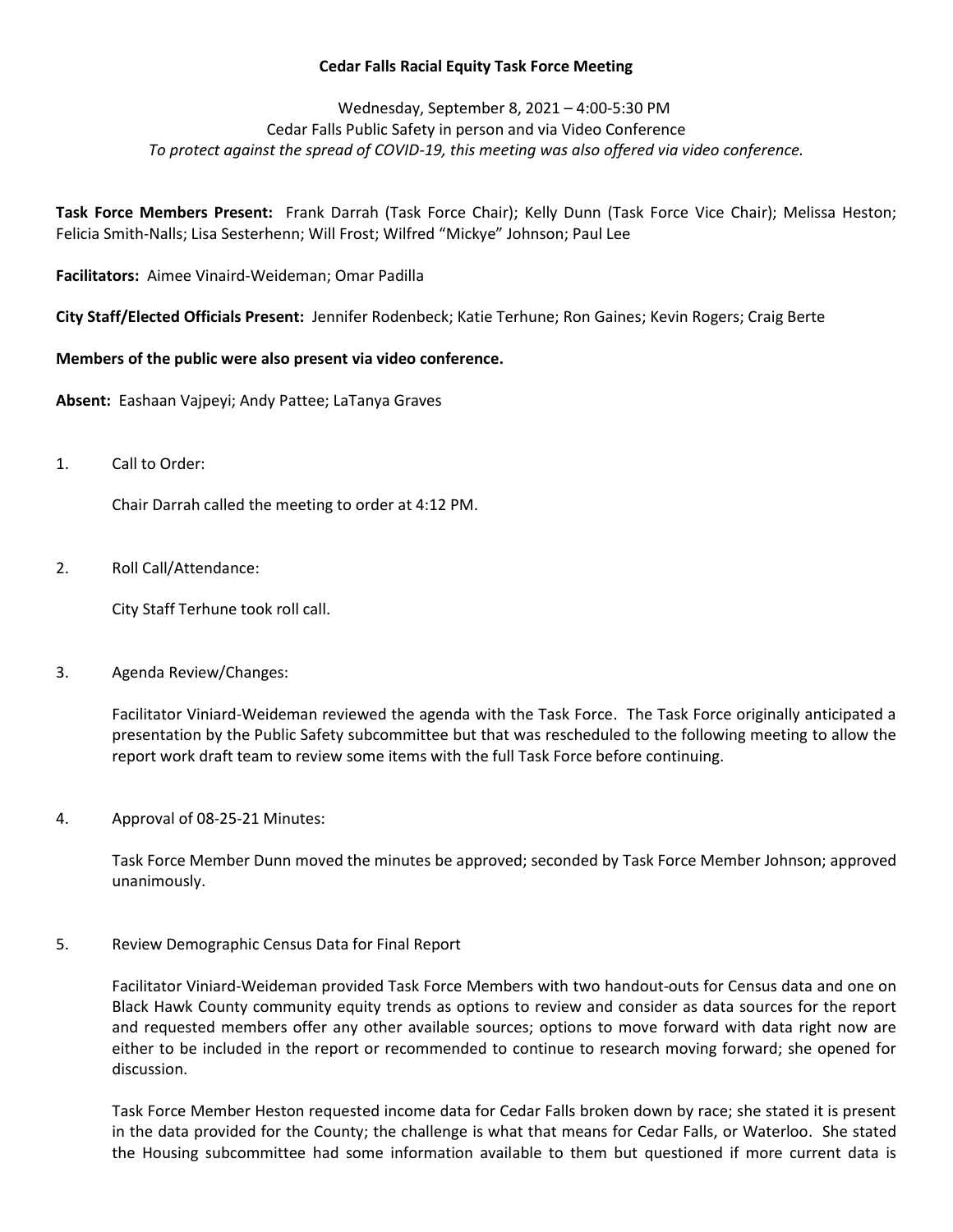**Cedar Falls Racial Equity Task Force Meeting**

Wednesday, September 8, 2021 – 4:00-5:30 PM
Cedar Falls Public Safety in person and via Video Conference
*To protect against the spread of COVID-19, this meeting was also offered via video conference.*

**Task Force Members Present:** Frank Darrah (Task Force Chair); Kelly Dunn (Task Force Vice Chair); Melissa Heston; Felicia Smith-Nalls; Lisa Sesterhenn; Will Frost; Wilfred "Mickye" Johnson; Paul Lee

**Facilitators:** Aimee Vinaird-Weideman; Omar Padilla

**City Staff/Elected Officials Present:** Jennifer Rodenbeck; Katie Terhune; Ron Gaines; Kevin Rogers; Craig Berte

**Members of the public were also present via video conference.**

**Absent:** Eashaan Vajpeyi; Andy Pattee; LaTanya Graves

1. Call to Order:

   Chair Darrah called the meeting to order at 4:12 PM.

2. Roll Call/Attendance:

   City Staff Terhune took roll call.

3. Agenda Review/Changes:

   Facilitator Viniard-Weideman reviewed the agenda with the Task Force. The Task Force originally anticipated a presentation by the Public Safety subcommittee but that was rescheduled to the following meeting to allow the report work draft team to review some items with the full Task Force before continuing.

4. Approval of 08-25-21 Minutes:

   Task Force Member Dunn moved the minutes be approved; seconded by Task Force Member Johnson; approved unanimously.

5. Review Demographic Census Data for Final Report

   Facilitator Viniard-Weideman provided Task Force Members with two handout-outs for Census data and one on Black Hawk County community equity trends as options to review and consider as data sources for the report and requested members offer any other available sources; options to move forward with data right now are either to be included in the report or recommended to continue to research moving forward; she opened for discussion.

   Task Force Member Heston requested income data for Cedar Falls broken down by race; she stated it is present in the data provided for the County; the challenge is what that means for Cedar Falls, or Waterloo. She stated the Housing subcommittee had some information available to them but questioned if more current data is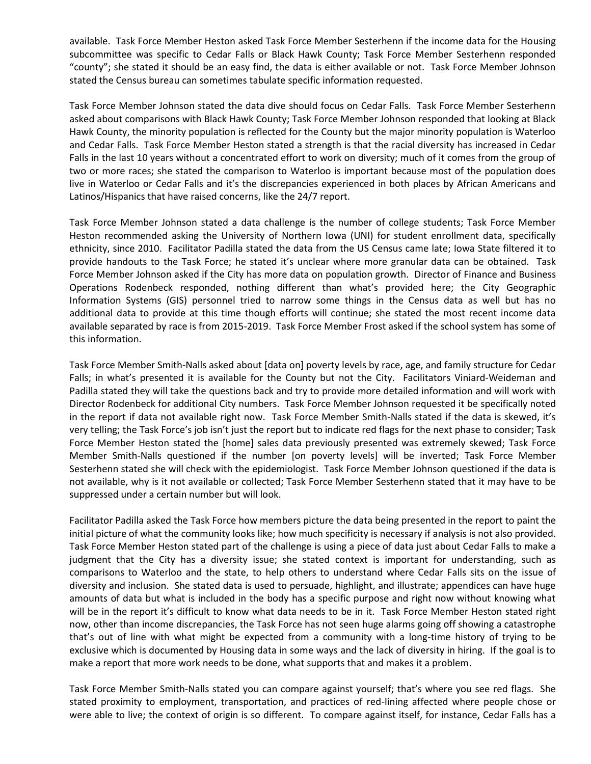available. Task Force Member Heston asked Task Force Member Sesterhenn if the income data for the Housing subcommittee was specific to Cedar Falls or Black Hawk County; Task Force Member Sesterhenn responded "county"; she stated it should be an easy find, the data is either available or not. Task Force Member Johnson stated the Census bureau can sometimes tabulate specific information requested.

Task Force Member Johnson stated the data dive should focus on Cedar Falls. Task Force Member Sesterhenn asked about comparisons with Black Hawk County; Task Force Member Johnson responded that looking at Black Hawk County, the minority population is reflected for the County but the major minority population is Waterloo and Cedar Falls. Task Force Member Heston stated a strength is that the racial diversity has increased in Cedar Falls in the last 10 years without a concentrated effort to work on diversity; much of it comes from the group of two or more races; she stated the comparison to Waterloo is important because most of the population does live in Waterloo or Cedar Falls and it's the discrepancies experienced in both places by African Americans and Latinos/Hispanics that have raised concerns, like the 24/7 report.

Task Force Member Johnson stated a data challenge is the number of college students; Task Force Member Heston recommended asking the University of Northern Iowa (UNI) for student enrollment data, specifically ethnicity, since 2010. Facilitator Padilla stated the data from the US Census came late; Iowa State filtered it to provide handouts to the Task Force; he stated it's unclear where more granular data can be obtained. Task Force Member Johnson asked if the City has more data on population growth. Director of Finance and Business Operations Rodenbeck responded, nothing different than what's provided here; the City Geographic Information Systems (GIS) personnel tried to narrow some things in the Census data as well but has no additional data to provide at this time though efforts will continue; she stated the most recent income data available separated by race is from 2015-2019. Task Force Member Frost asked if the school system has some of this information.

Task Force Member Smith-Nalls asked about [data on] poverty levels by race, age, and family structure for Cedar Falls; in what's presented it is available for the County but not the City. Facilitators Viniard-Weideman and Padilla stated they will take the questions back and try to provide more detailed information and will work with Director Rodenbeck for additional City numbers. Task Force Member Johnson requested it be specifically noted in the report if data not available right now. Task Force Member Smith-Nalls stated if the data is skewed, it's very telling; the Task Force's job isn't just the report but to indicate red flags for the next phase to consider; Task Force Member Heston stated the [home] sales data previously presented was extremely skewed; Task Force Member Smith-Nalls questioned if the number [on poverty levels] will be inverted; Task Force Member Sesterhenn stated she will check with the epidemiologist. Task Force Member Johnson questioned if the data is not available, why is it not available or collected; Task Force Member Sesterhenn stated that it may have to be suppressed under a certain number but will look.

Facilitator Padilla asked the Task Force how members picture the data being presented in the report to paint the initial picture of what the community looks like; how much specificity is necessary if analysis is not also provided. Task Force Member Heston stated part of the challenge is using a piece of data just about Cedar Falls to make a judgment that the City has a diversity issue; she stated context is important for understanding, such as comparisons to Waterloo and the state, to help others to understand where Cedar Falls sits on the issue of diversity and inclusion. She stated data is used to persuade, highlight, and illustrate; appendices can have huge amounts of data but what is included in the body has a specific purpose and right now without knowing what will be in the report it's difficult to know what data needs to be in it. Task Force Member Heston stated right now, other than income discrepancies, the Task Force has not seen huge alarms going off showing a catastrophe that's out of line with what might be expected from a community with a long-time history of trying to be exclusive which is documented by Housing data in some ways and the lack of diversity in hiring. If the goal is to make a report that more work needs to be done, what supports that and makes it a problem.

Task Force Member Smith-Nalls stated you can compare against yourself; that's where you see red flags. She stated proximity to employment, transportation, and practices of red-lining affected where people chose or were able to live; the context of origin is so different. To compare against itself, for instance, Cedar Falls has a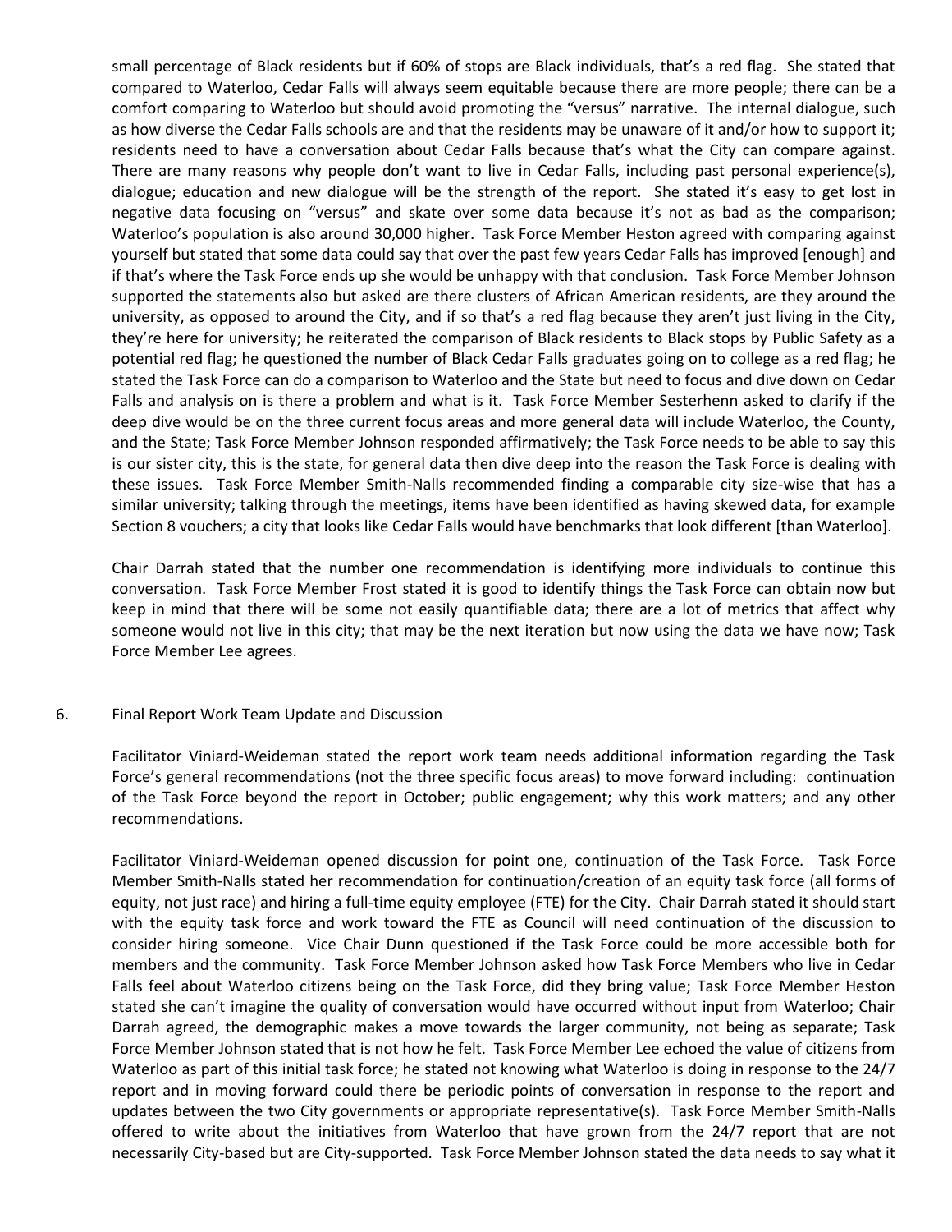small percentage of Black residents but if 60% of stops are Black individuals, that's a red flag. She stated that compared to Waterloo, Cedar Falls will always seem equitable because there are more people; there can be a comfort comparing to Waterloo but should avoid promoting the "versus" narrative. The internal dialogue, such as how diverse the Cedar Falls schools are and that the residents may be unaware of it and/or how to support it; residents need to have a conversation about Cedar Falls because that's what the City can compare against. There are many reasons why people don't want to live in Cedar Falls, including past personal experience(s), dialogue; education and new dialogue will be the strength of the report. She stated it's easy to get lost in negative data focusing on "versus" and skate over some data because it's not as bad as the comparison; Waterloo's population is also around 30,000 higher. Task Force Member Heston agreed with comparing against yourself but stated that some data could say that over the past few years Cedar Falls has improved [enough] and if that's where the Task Force ends up she would be unhappy with that conclusion. Task Force Member Johnson supported the statements also but asked are there clusters of African American residents, are they around the university, as opposed to around the City, and if so that's a red flag because they aren't just living in the City, they're here for university; he reiterated the comparison of Black residents to Black stops by Public Safety as a potential red flag; he questioned the number of Black Cedar Falls graduates going on to college as a red flag; he stated the Task Force can do a comparison to Waterloo and the State but need to focus and dive down on Cedar Falls and analysis on is there a problem and what is it. Task Force Member Sesterhenn asked to clarify if the deep dive would be on the three current focus areas and more general data will include Waterloo, the County, and the State; Task Force Member Johnson responded affirmatively; the Task Force needs to be able to say this is our sister city, this is the state, for general data then dive deep into the reason the Task Force is dealing with these issues. Task Force Member Smith-Nalls recommended finding a comparable city size-wise that has a similar university; talking through the meetings, items have been identified as having skewed data, for example Section 8 vouchers; a city that looks like Cedar Falls would have benchmarks that look different [than Waterloo].

Chair Darrah stated that the number one recommendation is identifying more individuals to continue this conversation. Task Force Member Frost stated it is good to identify things the Task Force can obtain now but keep in mind that there will be some not easily quantifiable data; there are a lot of metrics that affect why someone would not live in this city; that may be the next iteration but now using the data we have now; Task Force Member Lee agrees.

6. Final Report Work Team Update and Discussion

Facilitator Viniard-Weideman stated the report work team needs additional information regarding the Task Force's general recommendations (not the three specific focus areas) to move forward including: continuation of the Task Force beyond the report in October; public engagement; why this work matters; and any other recommendations.

Facilitator Viniard-Weideman opened discussion for point one, continuation of the Task Force. Task Force Member Smith-Nalls stated her recommendation for continuation/creation of an equity task force (all forms of equity, not just race) and hiring a full-time equity employee (FTE) for the City. Chair Darrah stated it should start with the equity task force and work toward the FTE as Council will need continuation of the discussion to consider hiring someone. Vice Chair Dunn questioned if the Task Force could be more accessible both for members and the community. Task Force Member Johnson asked how Task Force Members who live in Cedar Falls feel about Waterloo citizens being on the Task Force, did they bring value; Task Force Member Heston stated she can't imagine the quality of conversation would have occurred without input from Waterloo; Chair Darrah agreed, the demographic makes a move towards the larger community, not being as separate; Task Force Member Johnson stated that is not how he felt. Task Force Member Lee echoed the value of citizens from Waterloo as part of this initial task force; he stated not knowing what Waterloo is doing in response to the 24/7 report and in moving forward could there be periodic points of conversation in response to the report and updates between the two City governments or appropriate representative(s). Task Force Member Smith-Nalls offered to write about the initiatives from Waterloo that have grown from the 24/7 report that are not necessarily City-based but are City-supported. Task Force Member Johnson stated the data needs to say what it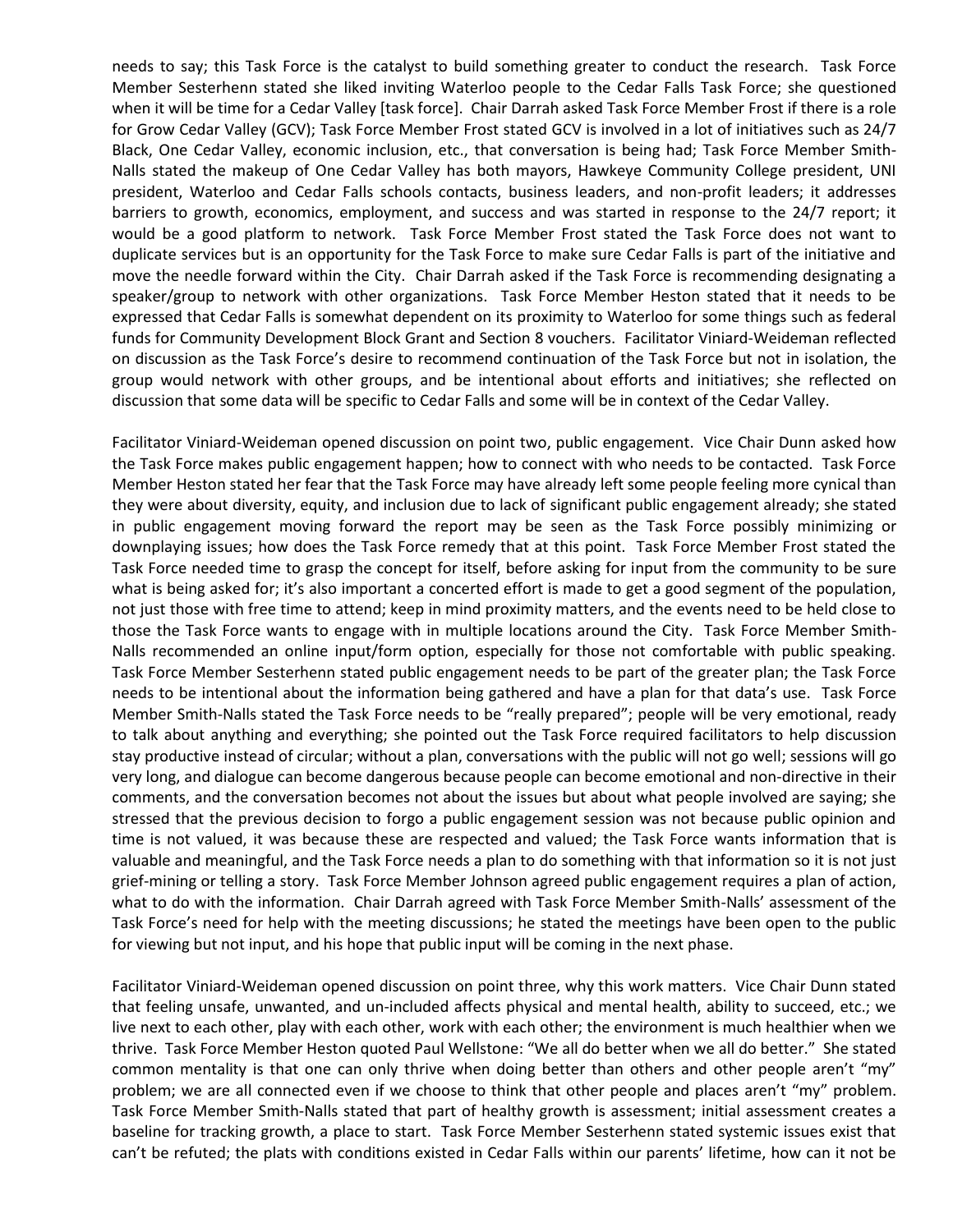needs to say; this Task Force is the catalyst to build something greater to conduct the research. Task Force Member Sesterhenn stated she liked inviting Waterloo people to the Cedar Falls Task Force; she questioned when it will be time for a Cedar Valley [task force]. Chair Darrah asked Task Force Member Frost if there is a role for Grow Cedar Valley (GCV); Task Force Member Frost stated GCV is involved in a lot of initiatives such as 24/7 Black, One Cedar Valley, economic inclusion, etc., that conversation is being had; Task Force Member Smith-Nalls stated the makeup of One Cedar Valley has both mayors, Hawkeye Community College president, UNI president, Waterloo and Cedar Falls schools contacts, business leaders, and non-profit leaders; it addresses barriers to growth, economics, employment, and success and was started in response to the 24/7 report; it would be a good platform to network. Task Force Member Frost stated the Task Force does not want to duplicate services but is an opportunity for the Task Force to make sure Cedar Falls is part of the initiative and move the needle forward within the City. Chair Darrah asked if the Task Force is recommending designating a speaker/group to network with other organizations. Task Force Member Heston stated that it needs to be expressed that Cedar Falls is somewhat dependent on its proximity to Waterloo for some things such as federal funds for Community Development Block Grant and Section 8 vouchers. Facilitator Viniard-Weideman reflected on discussion as the Task Force's desire to recommend continuation of the Task Force but not in isolation, the group would network with other groups, and be intentional about efforts and initiatives; she reflected on discussion that some data will be specific to Cedar Falls and some will be in context of the Cedar Valley.

Facilitator Viniard-Weideman opened discussion on point two, public engagement. Vice Chair Dunn asked how the Task Force makes public engagement happen; how to connect with who needs to be contacted. Task Force Member Heston stated her fear that the Task Force may have already left some people feeling more cynical than they were about diversity, equity, and inclusion due to lack of significant public engagement already; she stated in public engagement moving forward the report may be seen as the Task Force possibly minimizing or downplaying issues; how does the Task Force remedy that at this point. Task Force Member Frost stated the Task Force needed time to grasp the concept for itself, before asking for input from the community to be sure what is being asked for; it's also important a concerted effort is made to get a good segment of the population, not just those with free time to attend; keep in mind proximity matters, and the events need to be held close to those the Task Force wants to engage with in multiple locations around the City. Task Force Member Smith-Nalls recommended an online input/form option, especially for those not comfortable with public speaking. Task Force Member Sesterhenn stated public engagement needs to be part of the greater plan; the Task Force needs to be intentional about the information being gathered and have a plan for that data's use. Task Force Member Smith-Nalls stated the Task Force needs to be "really prepared"; people will be very emotional, ready to talk about anything and everything; she pointed out the Task Force required facilitators to help discussion stay productive instead of circular; without a plan, conversations with the public will not go well; sessions will go very long, and dialogue can become dangerous because people can become emotional and non-directive in their comments, and the conversation becomes not about the issues but about what people involved are saying; she stressed that the previous decision to forgo a public engagement session was not because public opinion and time is not valued, it was because these are respected and valued; the Task Force wants information that is valuable and meaningful, and the Task Force needs a plan to do something with that information so it is not just grief-mining or telling a story. Task Force Member Johnson agreed public engagement requires a plan of action, what to do with the information. Chair Darrah agreed with Task Force Member Smith-Nalls' assessment of the Task Force's need for help with the meeting discussions; he stated the meetings have been open to the public for viewing but not input, and his hope that public input will be coming in the next phase.

Facilitator Viniard-Weideman opened discussion on point three, why this work matters. Vice Chair Dunn stated that feeling unsafe, unwanted, and un-included affects physical and mental health, ability to succeed, etc.; we live next to each other, play with each other, work with each other; the environment is much healthier when we thrive. Task Force Member Heston quoted Paul Wellstone: "We all do better when we all do better." She stated common mentality is that one can only thrive when doing better than others and other people aren't "my" problem; we are all connected even if we choose to think that other people and places aren't "my" problem. Task Force Member Smith-Nalls stated that part of healthy growth is assessment; initial assessment creates a baseline for tracking growth, a place to start. Task Force Member Sesterhenn stated systemic issues exist that can't be refuted; the plats with conditions existed in Cedar Falls within our parents' lifetime, how can it not be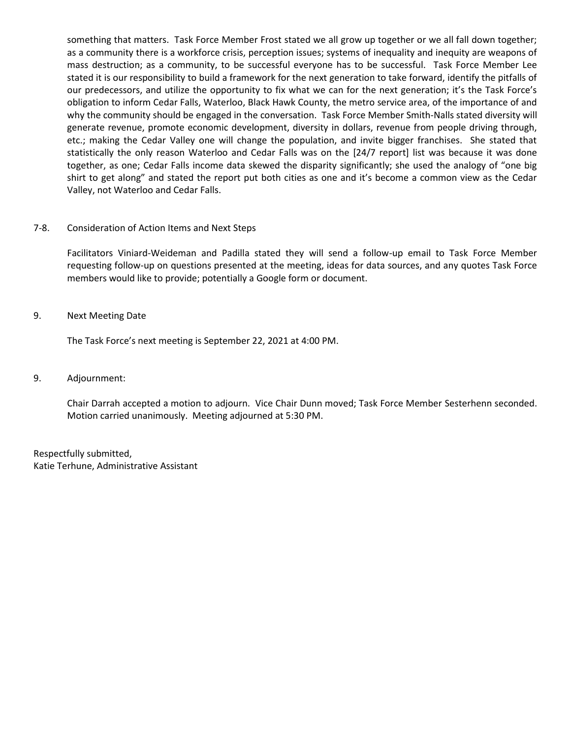something that matters. Task Force Member Frost stated we all grow up together or we all fall down together; as a community there is a workforce crisis, perception issues; systems of inequality and inequity are weapons of mass destruction; as a community, to be successful everyone has to be successful. Task Force Member Lee stated it is our responsibility to build a framework for the next generation to take forward, identify the pitfalls of our predecessors, and utilize the opportunity to fix what we can for the next generation; it's the Task Force's obligation to inform Cedar Falls, Waterloo, Black Hawk County, the metro service area, of the importance of and why the community should be engaged in the conversation. Task Force Member Smith-Nalls stated diversity will generate revenue, promote economic development, diversity in dollars, revenue from people driving through, etc.; making the Cedar Valley one will change the population, and invite bigger franchises. She stated that statistically the only reason Waterloo and Cedar Falls was on the [24/7 report] list was because it was done together, as one; Cedar Falls income data skewed the disparity significantly; she used the analogy of "one big shirt to get along" and stated the report put both cities as one and it's become a common view as the Cedar Valley, not Waterloo and Cedar Falls.

7-8. Consideration of Action Items and Next Steps

Facilitators Viniard-Weideman and Padilla stated they will send a follow-up email to Task Force Member requesting follow-up on questions presented at the meeting, ideas for data sources, and any quotes Task Force members would like to provide; potentially a Google form or document.

9. Next Meeting Date

The Task Force's next meeting is September 22, 2021 at 4:00 PM.

9. Adjournment:

Chair Darrah accepted a motion to adjourn. Vice Chair Dunn moved; Task Force Member Sesterhenn seconded. Motion carried unanimously. Meeting adjourned at 5:30 PM.

Respectfully submitted,
Katie Terhune, Administrative Assistant